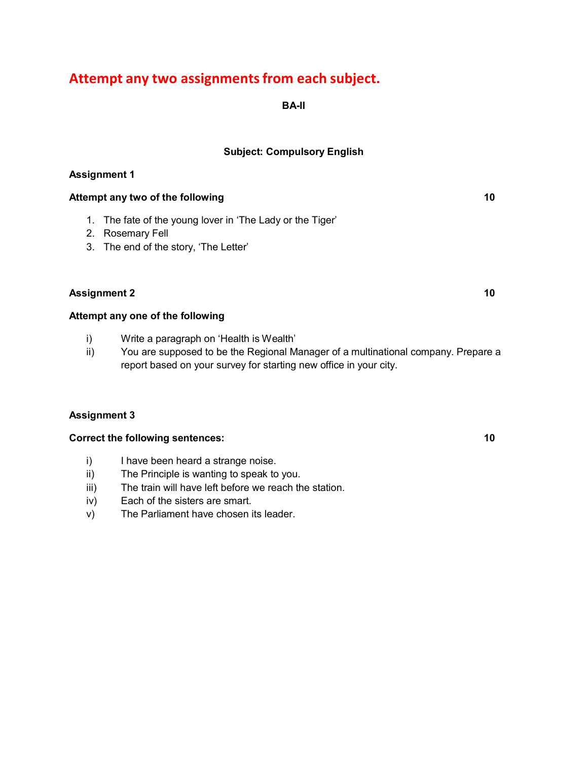# Attempt any two assignments from each subject.

**BA-II**

**Subject: Compulsory English**

**Assignment 1**

**Attempt any two of the following** **10**

1. The fate of the young lover in 'The Lady or the Tiger'
2. Rosemary Fell
3. The end of the story, 'The Letter'

**Assignment 2** **10**

**Attempt any one of the following**

i) Write a paragraph on 'Health is Wealth'

ii) You are supposed to be the Regional Manager of a multinational company. Prepare a report based on your survey for starting new office in your city.

**Assignment 3**

**Correct the following sentences:** **10**

i) I have been heard a strange noise.

ii) The Principle is wanting to speak to you.

iii) The train will have left before we reach the station.

iv) Each of the sisters are smart.

v) The Parliament have chosen its leader.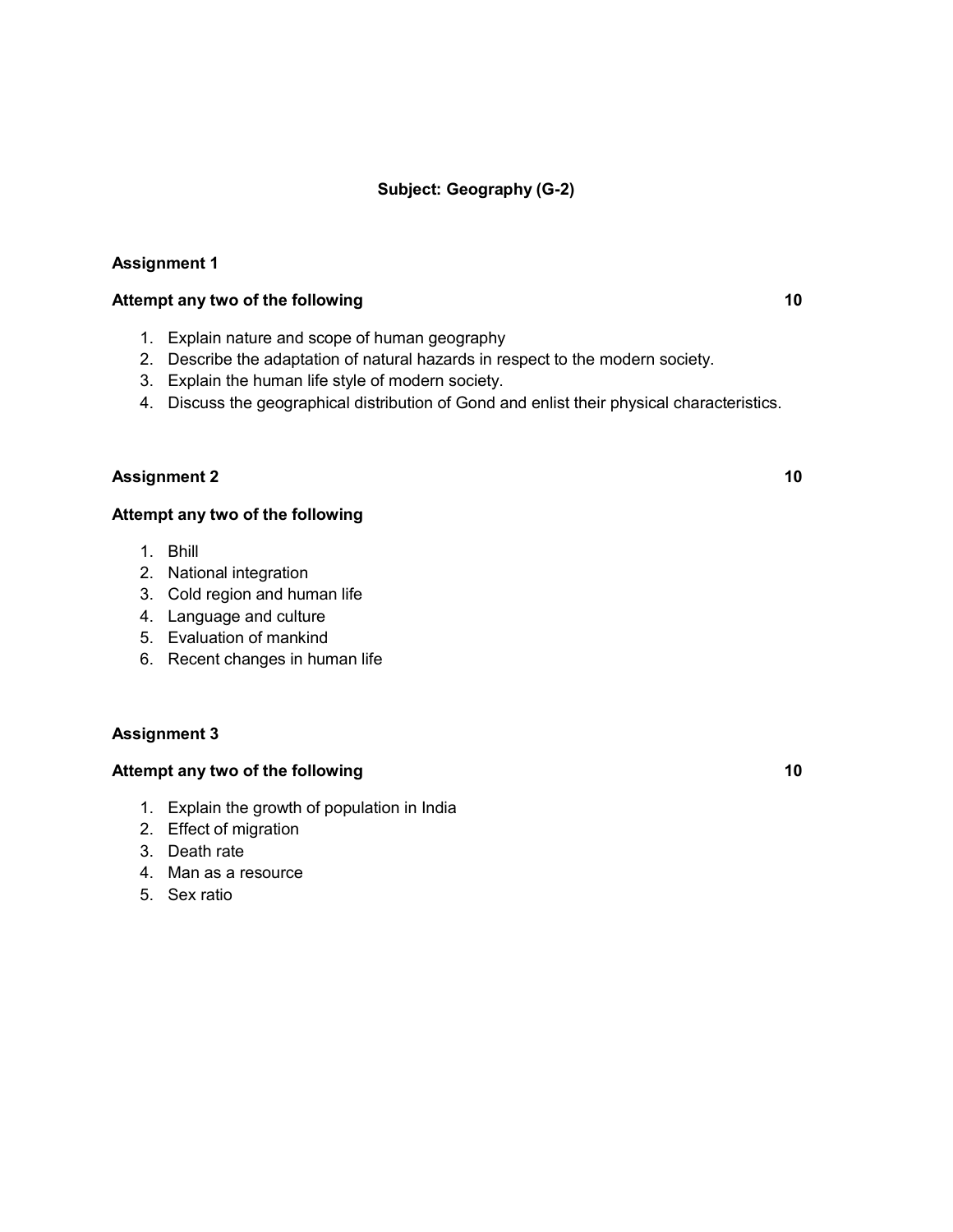**Subject: Geography (G-2)**

**Assignment 1**

**Attempt any two of the following** **10**

1. Explain nature and scope of human geography
2. Describe the adaptation of natural hazards in respect to the modern society.
3. Explain the human life style of modern society.
4. Discuss the geographical distribution of Gond and enlist their physical characteristics.

**Assignment 2** **10**

**Attempt any two of the following**

1. Bhill
2. National integration
3. Cold region and human life
4. Language and culture
5. Evaluation of mankind
6. Recent changes in human life

**Assignment 3**

**Attempt any two of the following** **10**

1. Explain the growth of population in India
2. Effect of migration
3. Death rate
4. Man as a resource
5. Sex ratio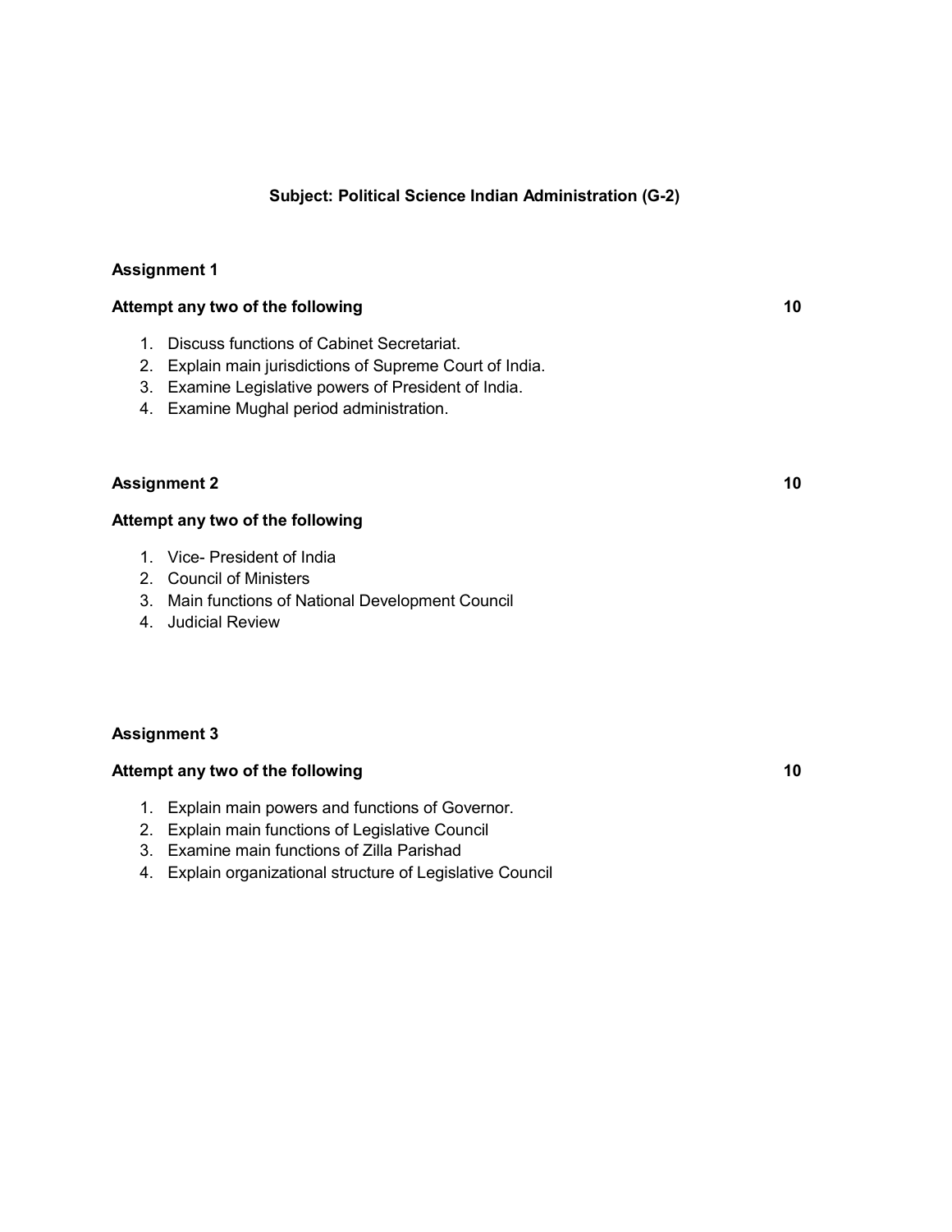## Subject: Political Science Indian Administration (G-2)

### Assignment 1

**Attempt any two of the following** **10**

1. Discuss functions of Cabinet Secretariat.
2. Explain main jurisdictions of Supreme Court of India.
3. Examine Legislative powers of President of India.
4. Examine Mughal period administration.

### Assignment 2 10

**Attempt any two of the following**

1. Vice- President of India
2. Council of Ministers
3. Main functions of National Development Council
4. Judicial Review

### Assignment 3

**Attempt any two of the following** **10**

1. Explain main powers and functions of Governor.
2. Explain main functions of Legislative Council
3. Examine main functions of Zilla Parishad
4. Explain organizational structure of Legislative Council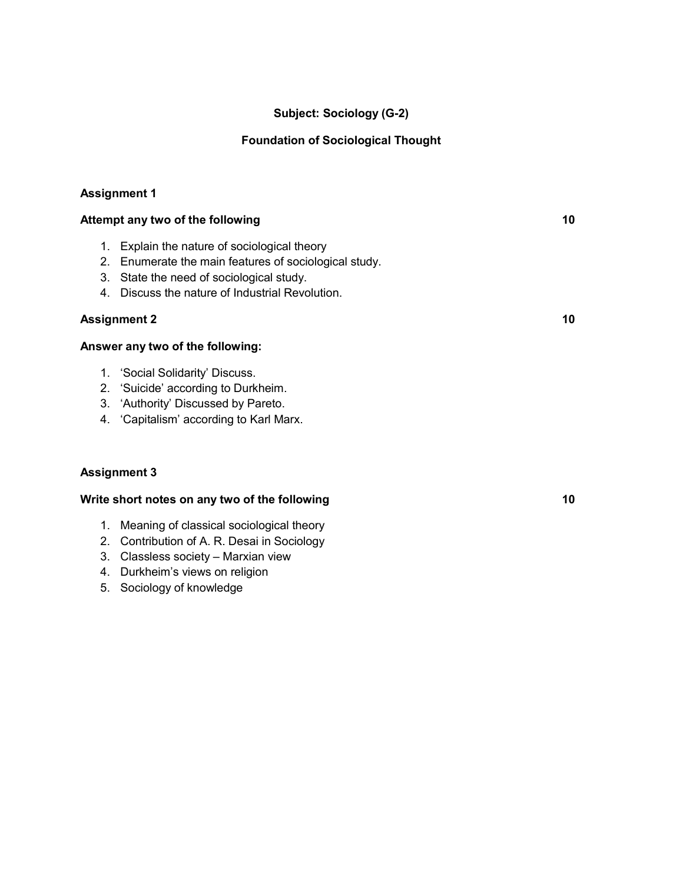**Subject: Sociology (G-2)**

**Foundation of Sociological Thought**

## Assignment 1

**Attempt any two of the following** **10**

1. Explain the nature of sociological theory
2. Enumerate the main features of sociological study.
3. State the need of sociological study.
4. Discuss the nature of Industrial Revolution.

## Assignment 2 **10**

**Answer any two of the following:**

1. 'Social Solidarity' Discuss.
2. 'Suicide' according to Durkheim.
3. 'Authority' Discussed by Pareto.
4. 'Capitalism' according to Karl Marx.

## Assignment 3

**Write short notes on any two of the following** **10**

1. Meaning of classical sociological theory
2. Contribution of A. R. Desai in Sociology
3. Classless society – Marxian view
4. Durkheim's views on religion
5. Sociology of knowledge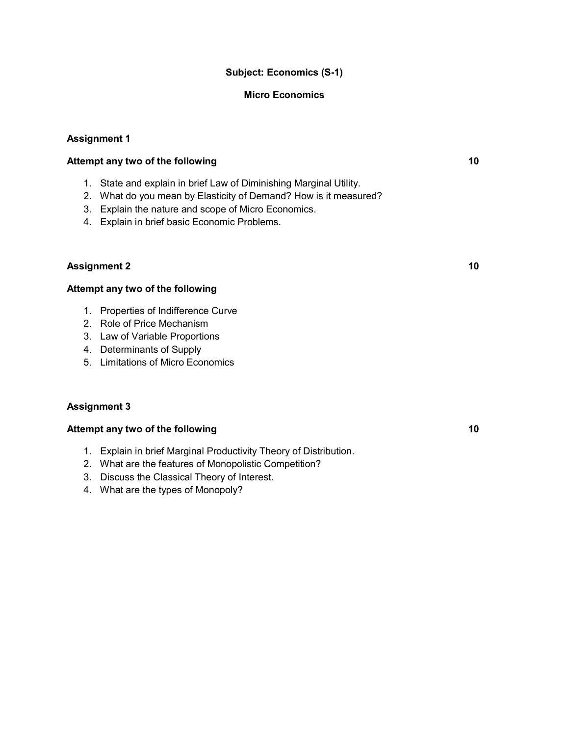**Subject: Economics (S-1)**

**Micro Economics**

**Assignment 1**

**Attempt any two of the following** **10**

1. State and explain in brief Law of Diminishing Marginal Utility.
2. What do you mean by Elasticity of Demand? How is it measured?
3. Explain the nature and scope of Micro Economics.
4. Explain in brief basic Economic Problems.

**Assignment 2** **10**

**Attempt any two of the following**

1. Properties of Indifference Curve
2. Role of Price Mechanism
3. Law of Variable Proportions
4. Determinants of Supply
5. Limitations of Micro Economics

**Assignment 3**

**Attempt any two of the following** **10**

1. Explain in brief Marginal Productivity Theory of Distribution.
2. What are the features of Monopolistic Competition?
3. Discuss the Classical Theory of Interest.
4. What are the types of Monopoly?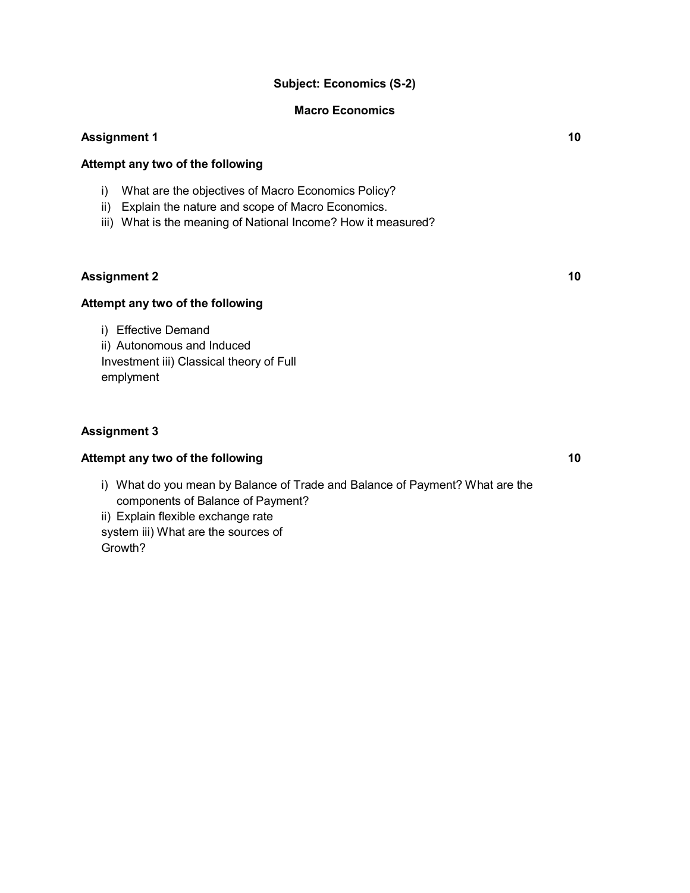## Subject: Economics (S-2)

### Macro Economics

**Assignment 1** **10**

**Attempt any two of the following**

i) What are the objectives of Macro Economics Policy?
ii) Explain the nature and scope of Macro Economics.
iii) What is the meaning of National Income? How it measured?

**Assignment 2** **10**

**Attempt any two of the following**

i) Effective Demand
ii) Autonomous and Induced Investment
iii) Classical theory of Full emplyment

**Assignment 3**

**Attempt any two of the following** **10**

i) What do you mean by Balance of Trade and Balance of Payment? What are the components of Balance of Payment?
ii) Explain flexible exchange rate system
iii) What are the sources of Growth?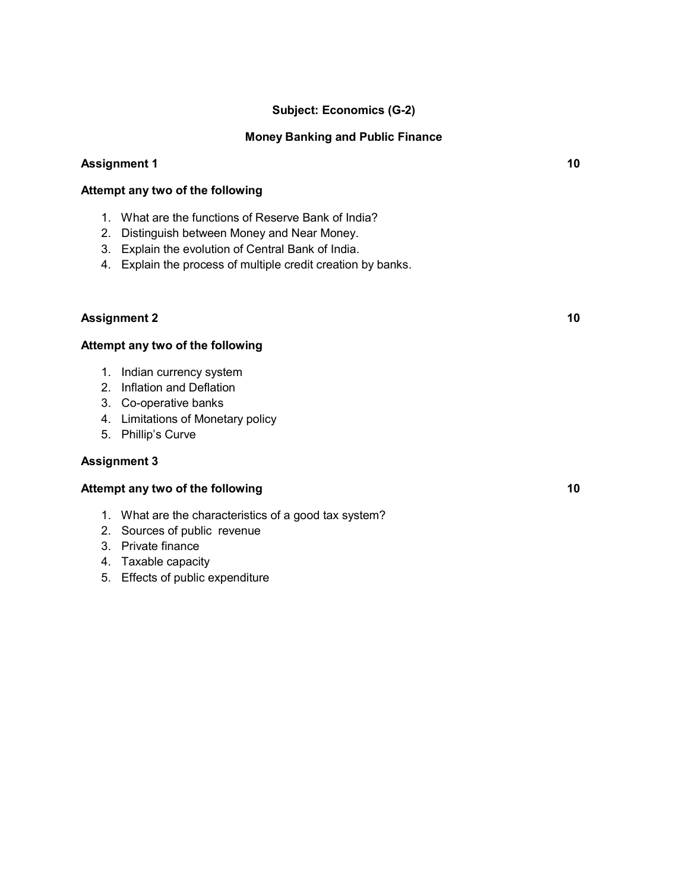**Subject: Economics (G-2)**

**Money Banking and Public Finance**

**Assignment 1** **10**

**Attempt any two of the following**

1. What are the functions of Reserve Bank of India?
2. Distinguish between Money and Near Money.
3. Explain the evolution of Central Bank of India.
4. Explain the process of multiple credit creation by banks.

**Assignment 2** **10**

**Attempt any two of the following**

1. Indian currency system
2. Inflation and Deflation
3. Co-operative banks
4. Limitations of Monetary policy
5. Phillip's Curve

**Assignment 3**

**Attempt any two of the following** **10**

1. What are the characteristics of a good tax system?
2. Sources of public revenue
3. Private finance
4. Taxable capacity
5. Effects of public expenditure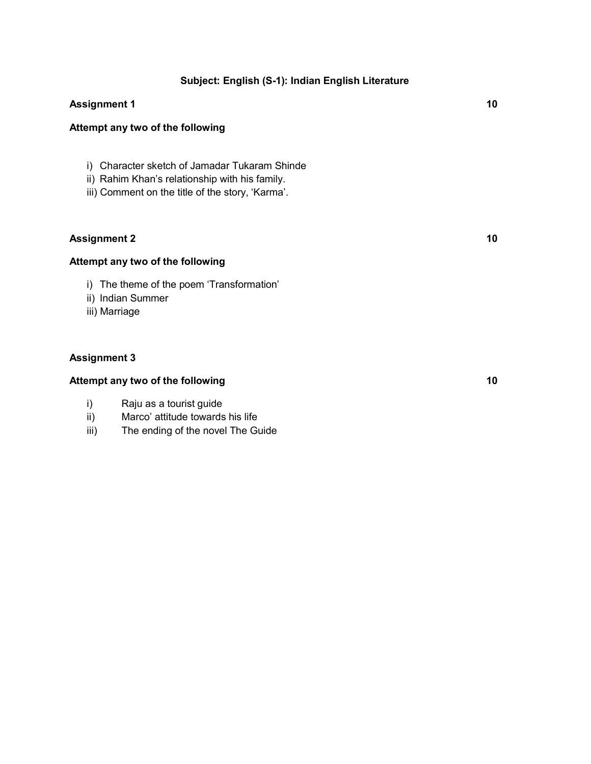## Subject: English (S-1): Indian English Literature

**Assignment 1** **10**

**Attempt any two of the following**

i) Character sketch of Jamadar Tukaram Shinde
ii) Rahim Khan's relationship with his family.
iii) Comment on the title of the story, 'Karma'.

**Assignment 2** **10**

**Attempt any two of the following**

i) The theme of the poem 'Transformation'
ii) Indian Summer
iii) Marriage

**Assignment 3**

**Attempt any two of the following** **10**

i) Raju as a tourist guide
ii) Marco' attitude towards his life
iii) The ending of the novel The Guide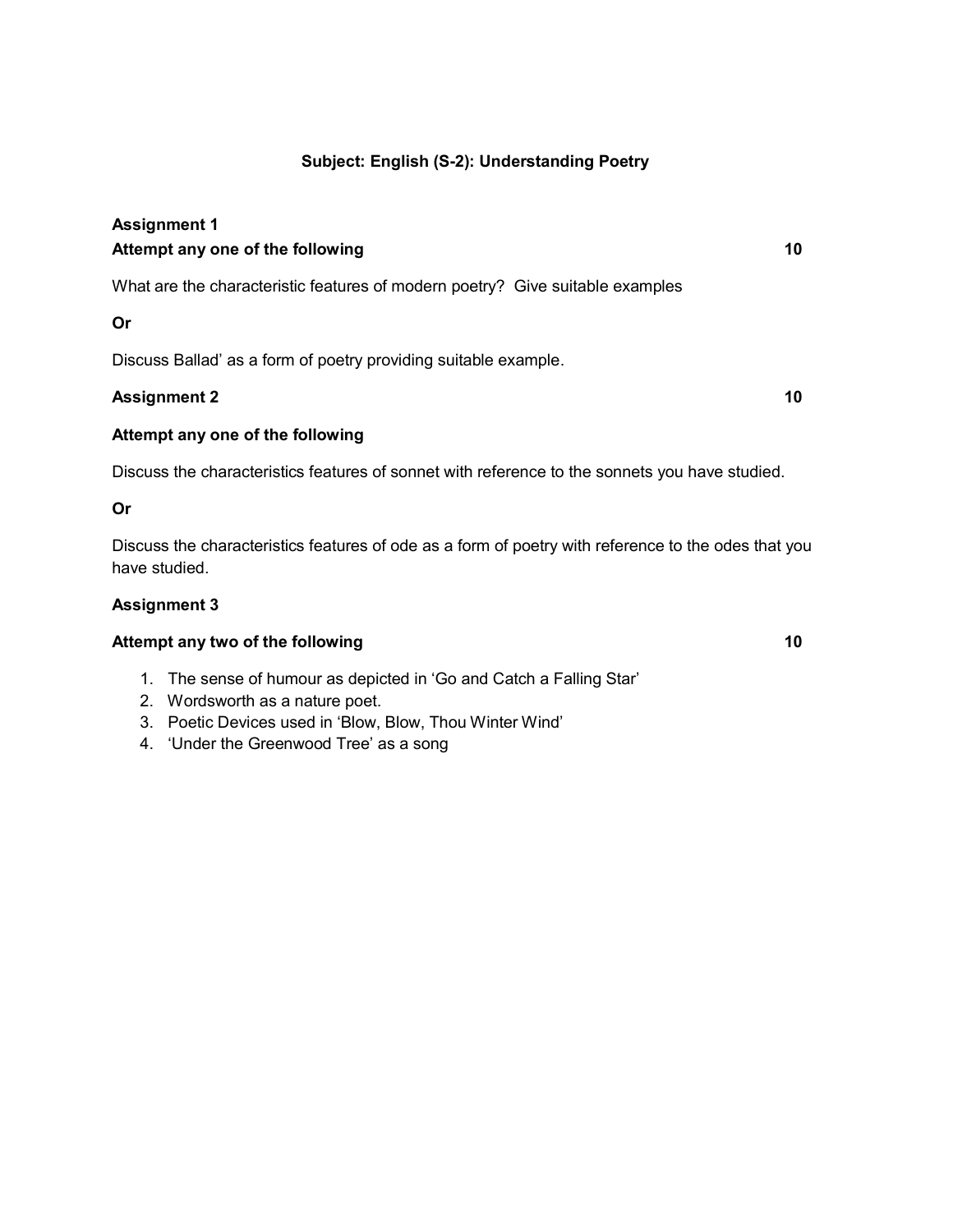### Subject: English (S-2): Understanding Poetry

**Assignment 1**

**Attempt any one of the following** **10**

What are the characteristic features of modern poetry? Give suitable examples

**Or**

Discuss Ballad' as a form of poetry providing suitable example.

**Assignment 2** **10**

**Attempt any one of the following**

Discuss the characteristics features of sonnet with reference to the sonnets you have studied.

**Or**

Discuss the characteristics features of ode as a form of poetry with reference to the odes that you have studied.

**Assignment 3**

**Attempt any two of the following** **10**

1. The sense of humour as depicted in 'Go and Catch a Falling Star'
2. Wordsworth as a nature poet.
3. Poetic Devices used in 'Blow, Blow, Thou Winter Wind'
4. 'Under the Greenwood Tree' as a song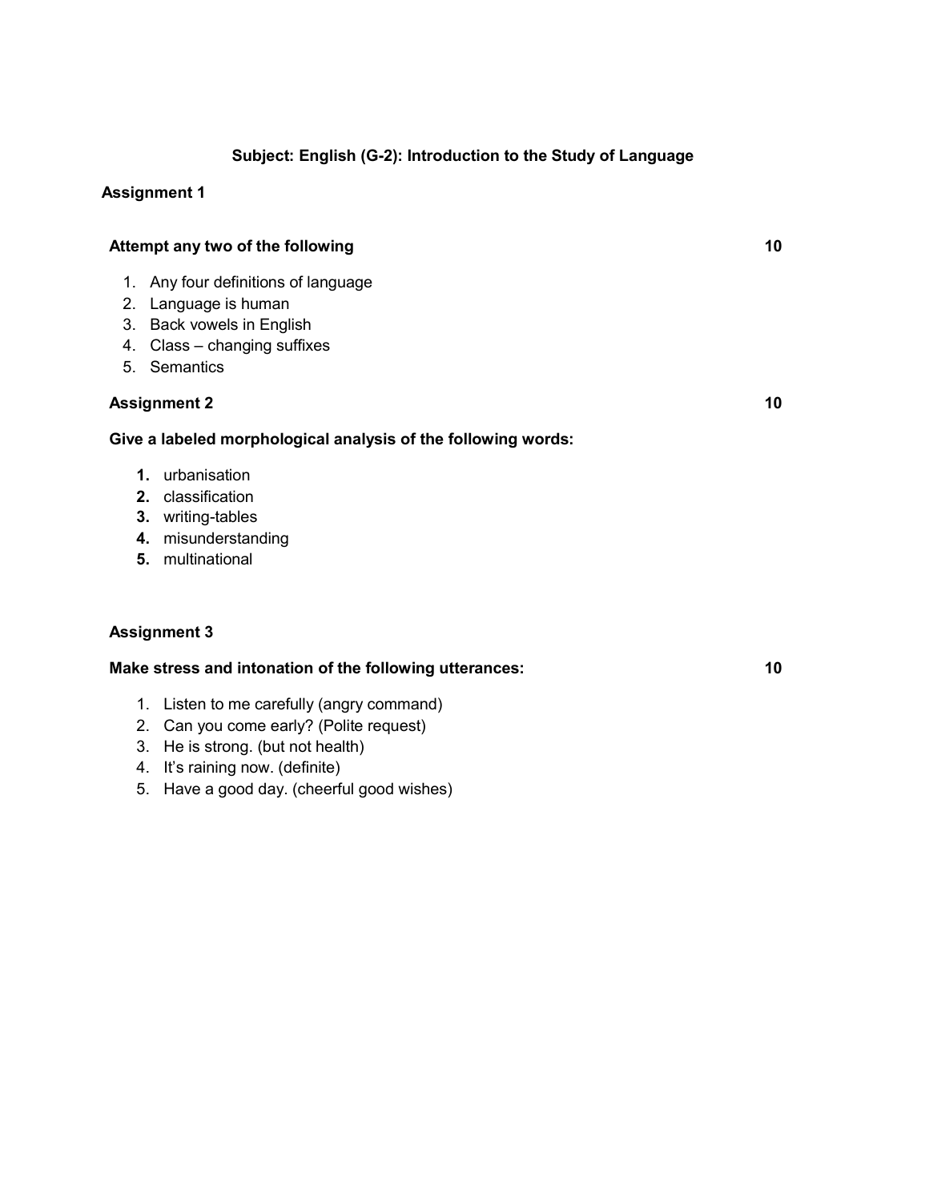**Subject: English (G-2): Introduction to the Study of Language**

**Assignment 1**

**Attempt any two of the following** **10**

1. Any four definitions of language
2. Language is human
3. Back vowels in English
4. Class – changing suffixes
5. Semantics

**Assignment 2** **10**

**Give a labeled morphological analysis of the following words:**

1. urbanisation
2. classification
3. writing-tables
4. misunderstanding
5. multinational

**Assignment 3**

**Make stress and intonation of the following utterances:** **10**

1. Listen to me carefully (angry command)
2. Can you come early? (Polite request)
3. He is strong. (but not health)
4. It's raining now. (definite)
5. Have a good day. (cheerful good wishes)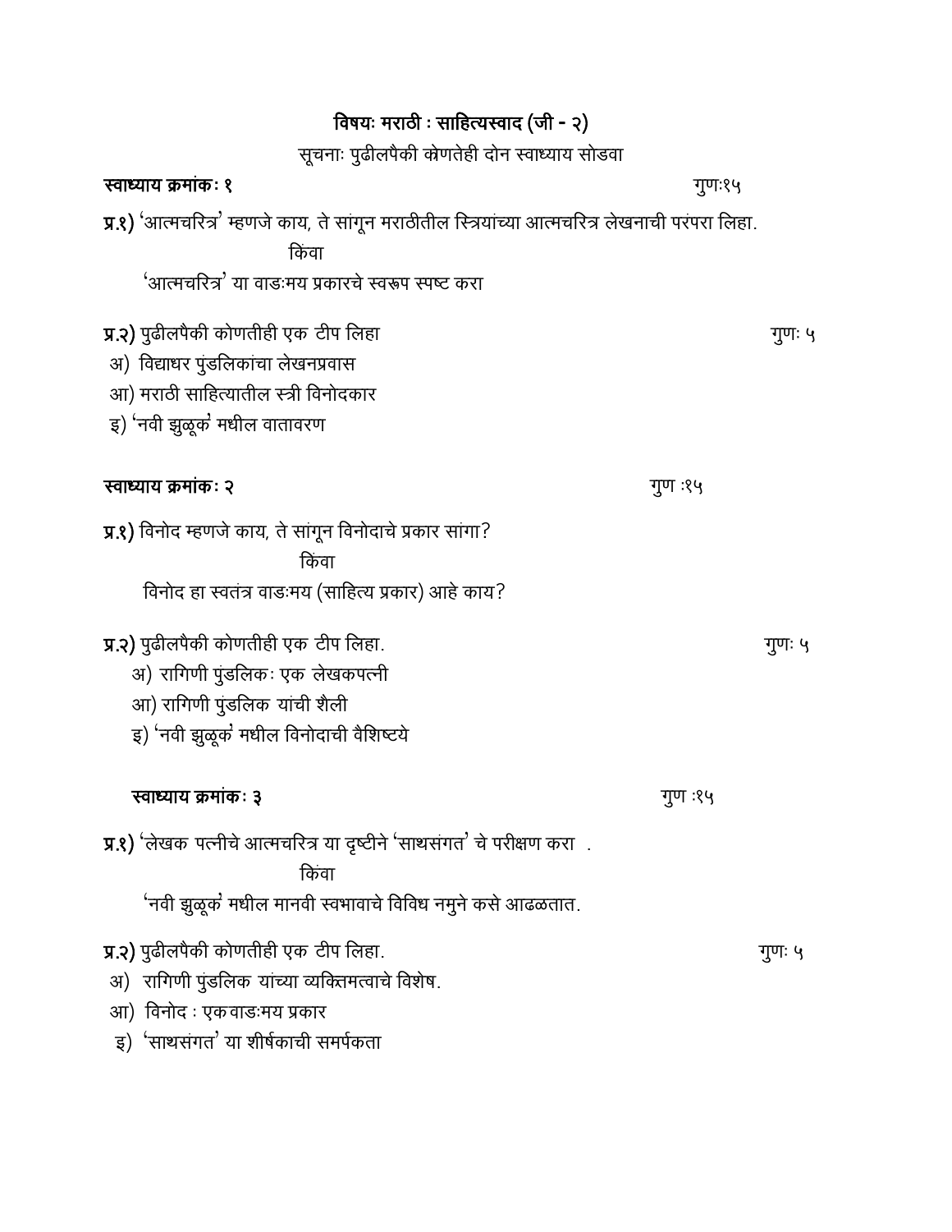## विषयः मराठी : साहित्यस्वाद (जी - २)

सूचनाः पुढीलपैकी कोणतेही दोन स्वाध्याय सोडवा

**स्वाध्याय क्रमांकः १** गुणः१५

**प्र.१)** 'आत्मचरित्र' म्हणजे काय, ते सांगून मराठीतील स्त्रियांच्या आत्मचरित्र लेखनाची परंपरा लिहा.

किंवा

'आत्मचरित्र' या वाङःमय प्रकारचे स्वरूप स्पष्ट करा

**प्र.२)** पुढीलपैकी कोणतीही एक टीप लिहा गुणः ५

अ) विद्याधर पुंडलिकांचा लेखनप्रवास

आ) मराठी साहित्यातील स्त्री विनोदकार

इ) 'नवी झुळूक' मधील वातावरण

**स्वाध्याय क्रमांकः २** गुण :१५

**प्र.१)** विनोद म्हणजे काय, ते सांगून विनोदाचे प्रकार सांगा?

किंवा

विनोद हा स्वतंत्र वाङःमय (साहित्य प्रकार) आहे काय?

**प्र.२)** पुढीलपैकी कोणतीही एक टीप लिहा. गुणः ५

अ) रागिणी पुंडलिकः एक लेखकपत्नी

आ) रागिणी पुंडलिक यांची शैली

इ) 'नवी झुळूक' मधील विनोदाची वैशिष्टये

**स्वाध्याय क्रमांकः ३** गुण :१५

**प्र.१)** 'लेखक पत्नीचे आत्मचरित्र या दृष्टीने 'साथसंगत' चे परीक्षण करा .

किंवा

'नवी झुळूक' मधील मानवी स्वभावाचे विविध नमुने कसे आढळतात.

**प्र.२)** पुढीलपैकी कोणतीही एक टीप लिहा. गुणः ५

अ) रागिणी पुंडलिक यांच्या व्यक्तिमत्वाचे विशेष.

आ) विनोद : एक वाङःमय प्रकार

इ) 'साथसंगत' या शीर्षकाची समर्पकता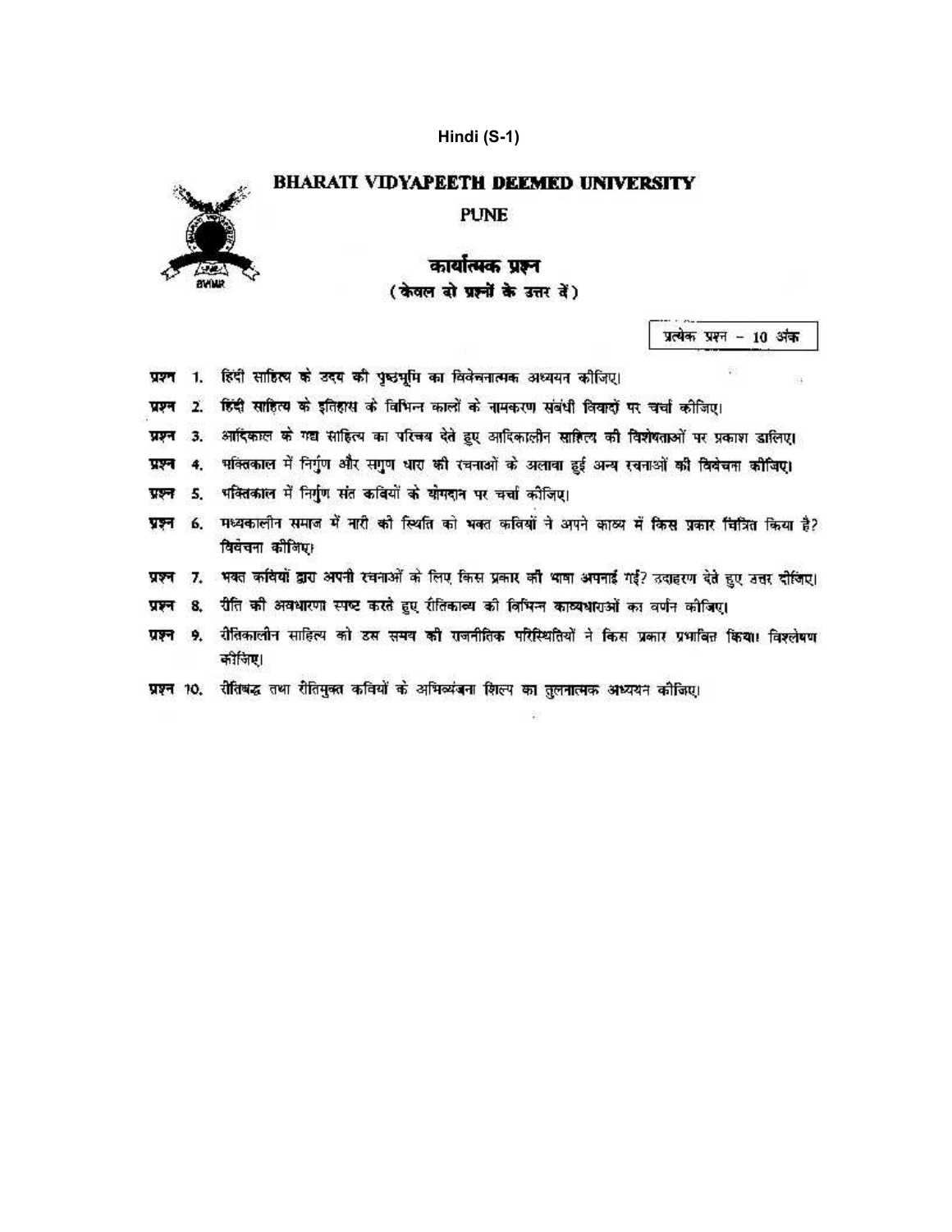**Hindi (S-1)**

# BHARATI VIDYAPEETH DEEMED UNIVERSITY

## PUNE

### कार्यात्मक प्रश्न

(केवल दो प्रश्नों के उत्तर दें)

प्रत्येक प्रश्न – 10 अंक

प्रश्न 1. हिंदी साहित्य के उदय की पृष्ठभूमि का विवेचनात्मक अध्ययन कीजिए।

प्रश्न 2. हिंदी साहित्य के इतिहास के विभिन्न कालों के नामकरण संबंधी विवादों पर चर्चा कीजिए।

प्रश्न 3. आदिकाल के गद्य साहित्य का परिचय देते हुए आदिकालीन साहित्य की विशेषताओं पर प्रकाश डालिए।

प्रश्न 4. भक्तिकाल में निर्गुण और सगुण धारा की रचनाओं के अलावा हुई अन्य रचनाओं की विवेचना कीजिए।

प्रश्न 5. भक्तिकाल में निर्गुण संत कवियों के योगदान पर चर्चा कीजिए।

प्रश्न 6. मध्यकालीन समाज में नारी की स्थिति को भक्त कवियों ने अपने काव्य में किस प्रकार चित्रित किया है? विवेचना कीजिए।

प्रश्न 7. भक्त कवियों द्वारा अपनी रचनाओं के लिए किस प्रकार की भाषा अपनाई गई? उदाहरण देते हुए उत्तर दीजिए।

प्रश्न 8. रीति की अवधारणा स्पष्ट करते हुए रीतिकाव्य की विभिन्न काव्यधाराओं का वर्णन कीजिए।

प्रश्न 9. रीतिकालीन साहित्य को उस समय की राजनीतिक परिस्थितियों ने किस प्रकार प्रभावित किया। विश्लेषण कीजिए।

प्रश्न 10. रीतिबद्ध तथा रीतिमुक्त कवियों के अभिव्यंजना शिल्प का तुलनात्मक अध्ययन कीजिए।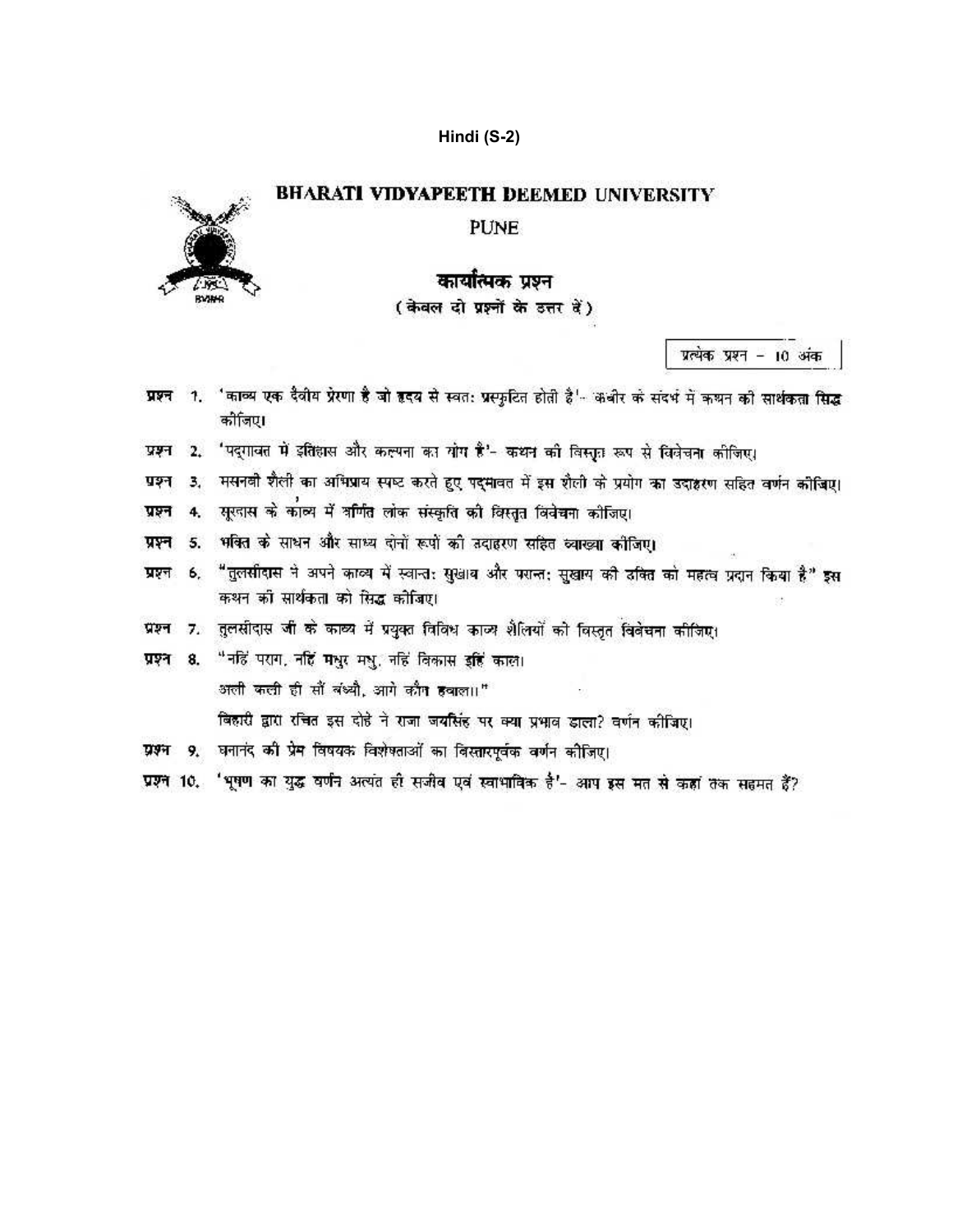**Hindi (S-2)**

# BHARATI VIDYAPEETH DEEMED UNIVERSITY

## PUNE

### कार्यात्मक प्रश्न

(केवल दो प्रश्नों के उत्तर दें)

प्रत्येक प्रश्न – 10 अंक

प्रश्न 1. 'काव्य एक दैवीय प्रेरणा है जो हृदय से स्वतः प्रस्फुटित होती है'- कबीर के संदर्भ में कथन की सार्थकता सिद्ध कीजिए।

प्रश्न 2. 'पद्मावत में इतिहास और कल्पना का योग है'- कथन की विस्तृत रूप से विवेचना कीजिए।

प्रश्न 3. मसनवी शैली का अभिप्राय स्पष्ट करते हुए पद्मावत में इस शैली के प्रयोग का उदाहरण सहित वर्णन कीजिए।

प्रश्न 4. सूरदास के काव्य में वर्णित लोक संस्कृति की विस्तृत विवेचना कीजिए।

प्रश्न 5. भक्ति के साधन और साध्य दोनों रूपों की उदाहरण सहित व्याख्या कीजिए।

प्रश्न 6. "तुलसीदास ने अपने काव्य में स्वान्तः सुखाय और परान्तः सुखाय की उक्ति को महत्व प्रदान किया है" इस कथन की सार्थकता को सिद्ध कीजिए।

प्रश्न 7. तुलसीदास जी के काव्य में प्रयुक्त विविध काव्य शैलियों की विस्तृत विवेचना कीजिए।

प्रश्न 8. "नहिं पराग, नहिं मधुर मधु, नहिं विकास इहिं काल।
अली कली ही सौं बंध्यौ, आगे कौन हवाल।।"
बिहारी द्वारा रचित इस दोहे ने राजा जयसिंह पर क्या प्रभाव डाला? वर्णन कीजिए।

प्रश्न 9. घनानंद की प्रेम विषयक विशेषताओं का विस्तारपूर्वक वर्णन कीजिए।

प्रश्न 10. 'भूषण का युद्ध वर्णन अत्यंत ही सजीव एवं स्वाभाविक है'- आप इस मत से कहां तक सहमत हैं?